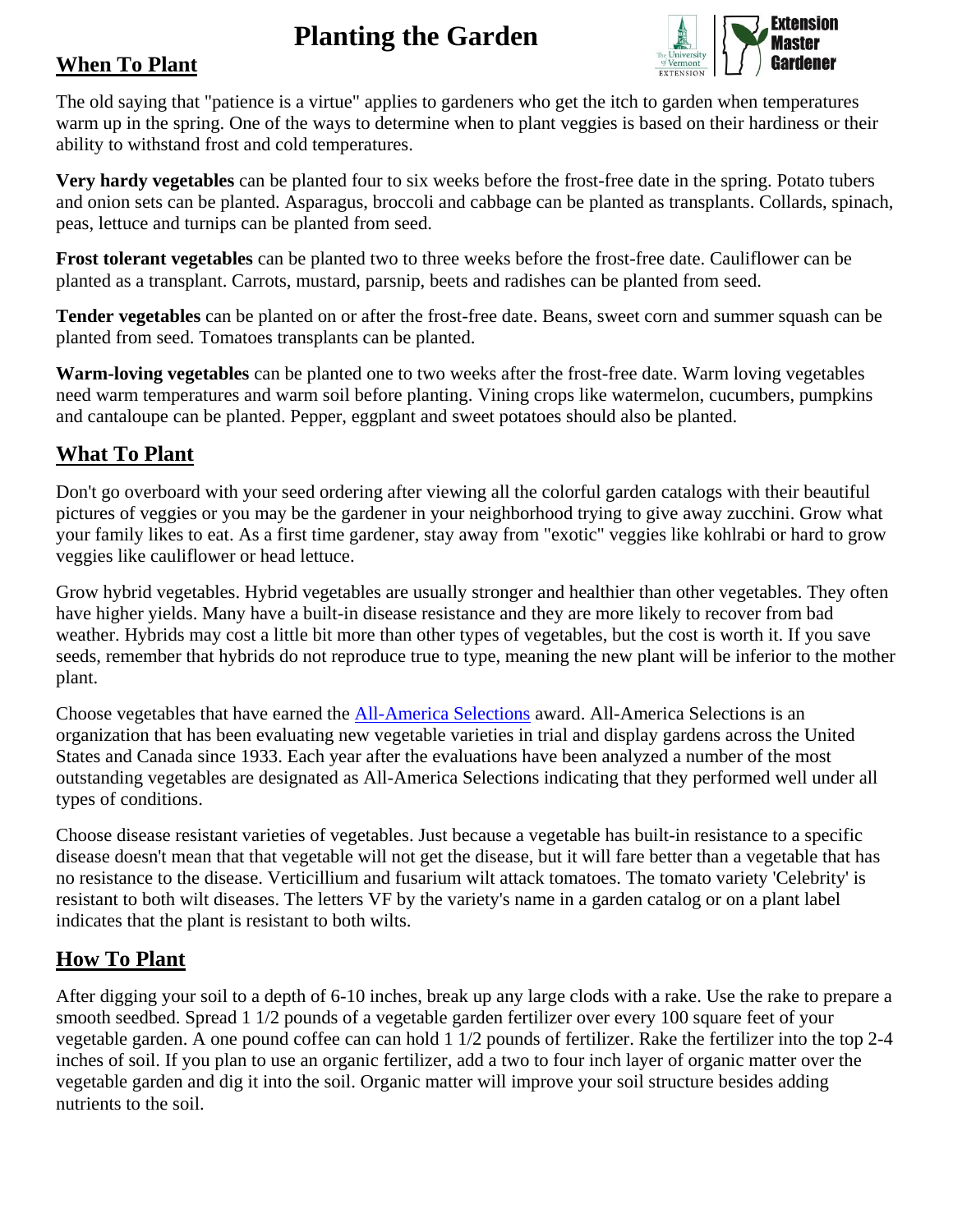# Planting the Garden

## When To Plant

The old saying that "patience is a virtue" applies to gardeners who get the itch to garden when temperatures warm up in the spring. One of the ways to determine when to plant veggies is based on their hardiness or their ability to withstand frost and cold temperatures.

**Very hardy vegetables** can be planted four to six weeks before the frost-free date in the spring. Potato tubers and onion sets can be planted. Asparagus, broccoli and cabbage can be planted as transplants. Collards, spinach, peas, lettuce and turnips can be planted from seed.

**Frost tolerant vegetables** can be planted two to three weeks before the frost-free date. Cauliflower can be planted as a transplant. Carrots, mustard, parsnip, beets and radishes can be planted from seed.

**Tender vegetables** can be planted on or after the frost-free date. Beans, sweet corn and summer squash can be planted from seed. Tomatoes transplants can be planted.

**Warm-loving vegetables** can be planted one to two weeks after the frost-free date. Warm loving vegetables need warm temperatures and warm soil before planting. Vining crops like watermelon, cucumbers, pumpkins and cantaloupe can be planted. Pepper, eggplant and sweet potatoes should also be planted.

## What To Plant

Don't go overboard with your seed ordering after viewing all the colorful garden catalogs with their beautiful pictures of veggies or you may be the gardener in your neighborhood trying to give away zucchini. Grow what your family likes to eat. As a first time gardener, stay away from "exotic" veggies like kohlrabi or hard to grow veggies like cauliflower or head lettuce.

Grow hybrid vegetables. Hybrid vegetables are usually stronger and healthier than other vegetables. They often have higher yields. Many have a built-in disease resistance and they are more likely to recover from bad weather. Hybrids may cost a little bit more than other types of vegetables, but the cost is worth it. If you save seeds, remember that hybrids do not reproduce true to type, meaning the new plant will be inferior to the mother plant.

Choose vegetables that have earned the All-America Selections award. All-America Selections is an organization that has been evaluating new vegetable varieties in trial and display gardens across the United States and Canada since 1933. Each year after the evaluations have been analyzed a number of the most outstanding vegetables are designated as All-America Selections indicating that they performed well under all types of conditions.

Choose disease resistant varieties of vegetables. Just because a vegetable has built-in resistance to a specific disease doesn't mean that that vegetable will not get the disease, but it will fare better than a vegetable that has no resistance to the disease. Verticillium and fusarium wilt attack tomatoes. The tomato variety 'Celebrity' is resistant to both wilt diseases. The letters VF by the variety's name in a garden catalog or on a plant label indicates that the plant is resistant to both wilts.

## How To Plant

After digging your soil to a depth of 6-10 inches, break up any large clods with a rake. Use the rake to prepare a smooth seedbed. Spread 1 1/2 pounds of a vegetable garden fertilizer over every 100 square feet of your vegetable garden. A one pound coffee can can hold 1 1/2 pounds of fertilizer. Rake the fertilizer into the top 2-4 inches of soil. If you plan to use an organic fertilizer, add a two to four inch layer of organic matter over the vegetable garden and dig it into the soil. Organic matter will improve your soil structure besides adding nutrients to the soil.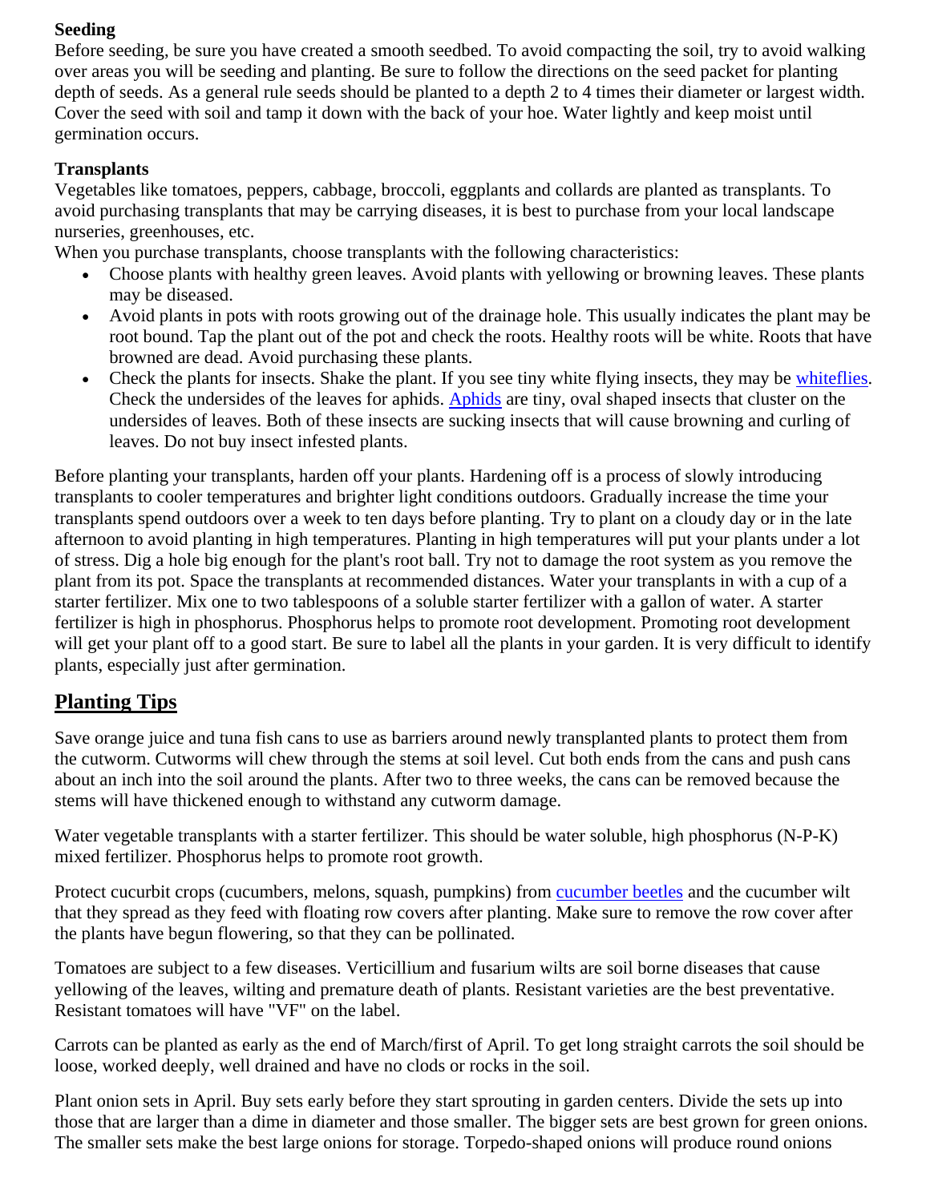**Seeding**

Before seeding, be sure you have created a smooth seedbed. To avoid compacting the soil, try to avoid walking over areas you will be seeding and planting. Be sure to follow the directions on the seed packet for planting depth of seeds. As a general rule seeds should be planted to a depth 2 to 4 times their diameter or largest width. Cover the seed with soil and tamp it down with the back of your hoe. Water lightly and keep moist until germination occurs.

**Transplants**

Vegetables like tomatoes, peppers, cabbage, broccoli, eggplants and collards are planted as transplants. To avoid purchasing transplants that may be carrying diseases, it is best to purchase from your local landscape nurseries, greenhouses, etc.

When you purchase transplants, choose transplants with the following characteristics:

- Choose plants with healthy green leaves. Avoid plants with yellowing or browning leaves. These plants may be diseased.
- Avoid plants in pots with roots growing out of the drainage hole. This usually indicates the plant may be root bound. Tap the plant out of the pot and check the roots. Healthy roots will be white. Roots that have browned are dead. Avoid purchasing these plants.
- Check the plants for insects. Shake the plant. If you see tiny white flying insects, they may be whiteflies. Check the undersides of the leaves for aphids. Aphids are tiny, oval shaped insects that cluster on the undersides of leaves. Both of these insects are sucking insects that will cause browning and curling of leaves. Do not buy insect infested plants.

Before planting your transplants, harden off your plants. Hardening off is a process of slowly introducing transplants to cooler temperatures and brighter light conditions outdoors. Gradually increase the time your transplants spend outdoors over a week to ten days before planting. Try to plant on a cloudy day or in the late afternoon to avoid planting in high temperatures. Planting in high temperatures will put your plants under a lot of stress. Dig a hole big enough for the plant's root ball. Try not to damage the root system as you remove the plant from its pot. Space the transplants at recommended distances. Water your transplants in with a cup of a starter fertilizer. Mix one to two tablespoons of a soluble starter fertilizer with a gallon of water. A starter fertilizer is high in phosphorus. Phosphorus helps to promote root development. Promoting root development will get your plant off to a good start. Be sure to label all the plants in your garden. It is very difficult to identify plants, especially just after germination.

## Planting Tips

Save orange juice and tuna fish cans to use as barriers around newly transplanted plants to protect them from the cutworm. Cutworms will chew through the stems at soil level. Cut both ends from the cans and push cans about an inch into the soil around the plants. After two to three weeks, the cans can be removed because the stems will have thickened enough to withstand any cutworm damage.

Water vegetable transplants with a starter fertilizer. This should be water soluble, high phosphorus (N-P-K) mixed fertilizer. Phosphorus helps to promote root growth.

Protect cucurbit crops (cucumbers, melons, squash, pumpkins) from cucumber beetles and the cucumber wilt that they spread as they feed with floating row covers after planting. Make sure to remove the row cover after the plants have begun flowering, so that they can be pollinated.

Tomatoes are subject to a few diseases. Verticillium and fusarium wilts are soil borne diseases that cause yellowing of the leaves, wilting and premature death of plants. Resistant varieties are the best preventative. Resistant tomatoes will have "VF" on the label.

Carrots can be planted as early as the end of March/first of April. To get long straight carrots the soil should be loose, worked deeply, well drained and have no clods or rocks in the soil.

Plant onion sets in April. Buy sets early before they start sprouting in garden centers. Divide the sets up into those that are larger than a dime in diameter and those smaller. The bigger sets are best grown for green onions. The smaller sets make the best large onions for storage. Torpedo-shaped onions will produce round onions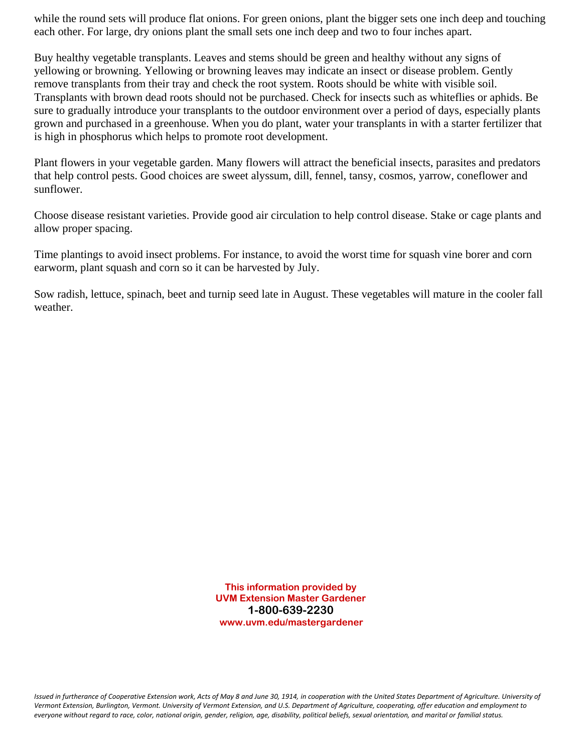while the round sets will produce flat onions. For green onions, plant the bigger sets one inch deep and touching each other. For large, dry onions plant the small sets one inch deep and two to four inches apart.

Buy healthy vegetable transplants. Leaves and stems should be green and healthy without any signs of yellowing or browning. Yellowing or browning leaves may indicate an insect or disease problem. Gently remove transplants from their tray and check the root system. Roots should be white with visible soil. Transplants with brown dead roots should not be purchased. Check for insects such as whiteflies or aphids. Be sure to gradually introduce your transplants to the outdoor environment over a period of days, especially plants grown and purchased in a greenhouse. When you do plant, water your transplants in with a starter fertilizer that is high in phosphorus which helps to promote root development.

Plant flowers in your vegetable garden. Many flowers will attract the beneficial insects, parasites and predators that help control pests. Good choices are sweet alyssum, dill, fennel, tansy, cosmos, yarrow, coneflower and sunflower.

Choose disease resistant varieties. Provide good air circulation to help control disease. Stake or cage plants and allow proper spacing.

Time plantings to avoid insect problems. For instance, to avoid the worst time for squash vine borer and corn earworm, plant squash and corn so it can be harvested by July.

Sow radish, lettuce, spinach, beet and turnip seed late in August. These vegetables will mature in the cooler fall weather.

**This information provided by**
**UVM Extension Master Gardener**
**1-800-639-2230**
**www.uvm.edu/mastergardener**

*Issued in furtherance of Cooperative Extension work, Acts of May 8 and June 30, 1914, in cooperation with the United States Department of Agriculture. University of Vermont Extension, Burlington, Vermont. University of Vermont Extension, and U.S. Department of Agriculture, cooperating, offer education and employment to everyone without regard to race, color, national origin, gender, religion, age, disability, political beliefs, sexual orientation, and marital or familial status.*